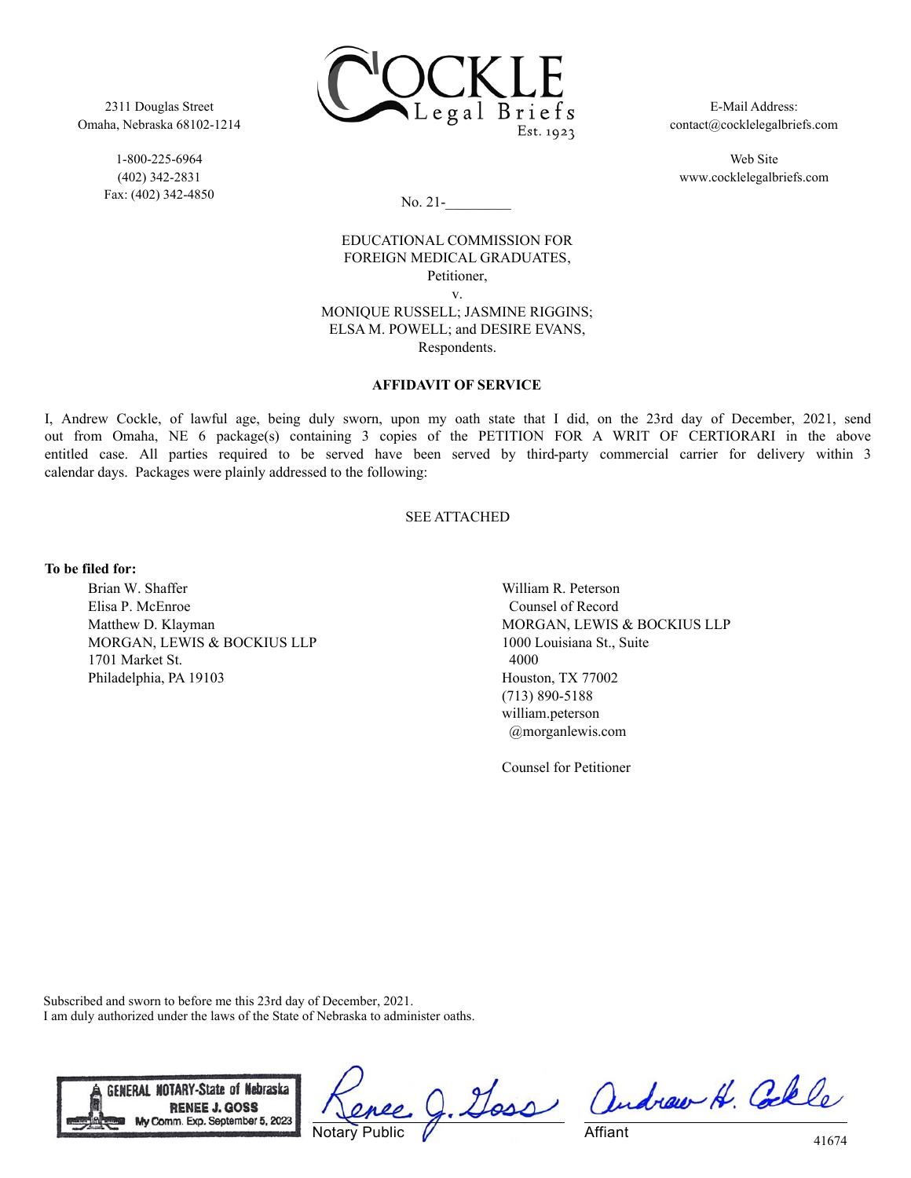2311 Douglas Street
Omaha, Nebraska 68102-1214

1-800-225-6964
(402) 342-2831
Fax: (402) 342-4850

COCKLE Legal Briefs Est. 1923

E-Mail Address:
contact@cocklelegalbriefs.com

Web Site
www.cocklelegalbriefs.com

No. 21-_________

EDUCATIONAL COMMISSION FOR FOREIGN MEDICAL GRADUATES,
Petitioner,
v.
MONIQUE RUSSELL; JASMINE RIGGINS; ELSA M. POWELL; and DESIRE EVANS,
Respondents.

**AFFIDAVIT OF SERVICE**

I, Andrew Cockle, of lawful age, being duly sworn, upon my oath state that I did, on the 23rd day of December, 2021, send out from Omaha, NE 6 package(s) containing 3 copies of the PETITION FOR A WRIT OF CERTIORARI in the above entitled case. All parties required to be served have been served by third-party commercial carrier for delivery within 3 calendar days. Packages were plainly addressed to the following:

SEE ATTACHED

**To be filed for:**

Brian W. Shaffer
Elisa P. McEnroe
Matthew D. Klayman
MORGAN, LEWIS & BOCKIUS LLP
1701 Market St.
Philadelphia, PA 19103

William R. Peterson
Counsel of Record
MORGAN, LEWIS & BOCKIUS LLP
1000 Louisiana St., Suite 4000
Houston, TX 77002
(713) 890-5188
william.peterson@morganlewis.com

Counsel for Petitioner

Subscribed and sworn to before me this 23rd day of December, 2021.
I am duly authorized under the laws of the State of Nebraska to administer oaths.

GENERAL NOTARY-State of Nebraska
RENEE J. GOSS
My Comm. Exp. September 5, 2023

Renee J. Goss
Notary Public

Andrew H. Cockle
Affiant

41674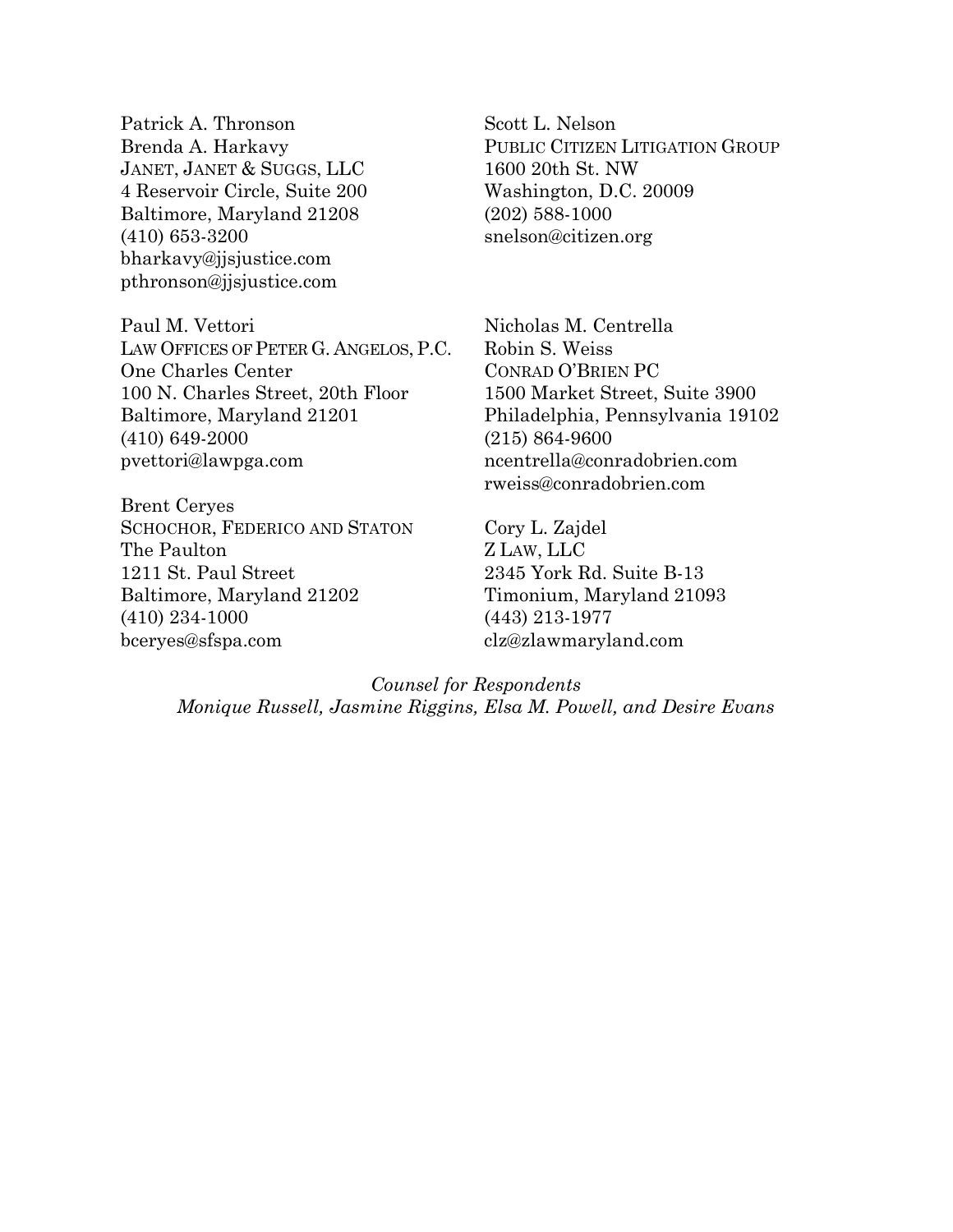Patrick A. Thronson
Brenda A. Harkavy
JANET, JANET & SUGGS, LLC
4 Reservoir Circle, Suite 200
Baltimore, Maryland 21208
(410) 653-3200
bharkavy@jjsjustice.com
pthronson@jjsjustice.com

Paul M. Vettori
LAW OFFICES OF PETER G. ANGELOS, P.C.
One Charles Center
100 N. Charles Street, 20th Floor
Baltimore, Maryland 21201
(410) 649-2000
pvettori@lawpga.com

Brent Ceryes
SCHOCHOR, FEDERICO AND STATON
The Paulton
1211 St. Paul Street
Baltimore, Maryland 21202
(410) 234-1000
bceryes@sfspa.com

Scott L. Nelson
PUBLIC CITIZEN LITIGATION GROUP
1600 20th St. NW
Washington, D.C. 20009
(202) 588-1000
snelson@citizen.org

Nicholas M. Centrella
Robin S. Weiss
CONRAD O'BRIEN PC
1500 Market Street, Suite 3900
Philadelphia, Pennsylvania 19102
(215) 864-9600
ncentrella@conradobrien.com
rweiss@conradobrien.com

Cory L. Zajdel
Z LAW, LLC
2345 York Rd. Suite B-13
Timonium, Maryland 21093
(443) 213-1977
clz@zlawmaryland.com

*Counsel for Respondents*
*Monique Russell, Jasmine Riggins, Elsa M. Powell, and Desire Evans*